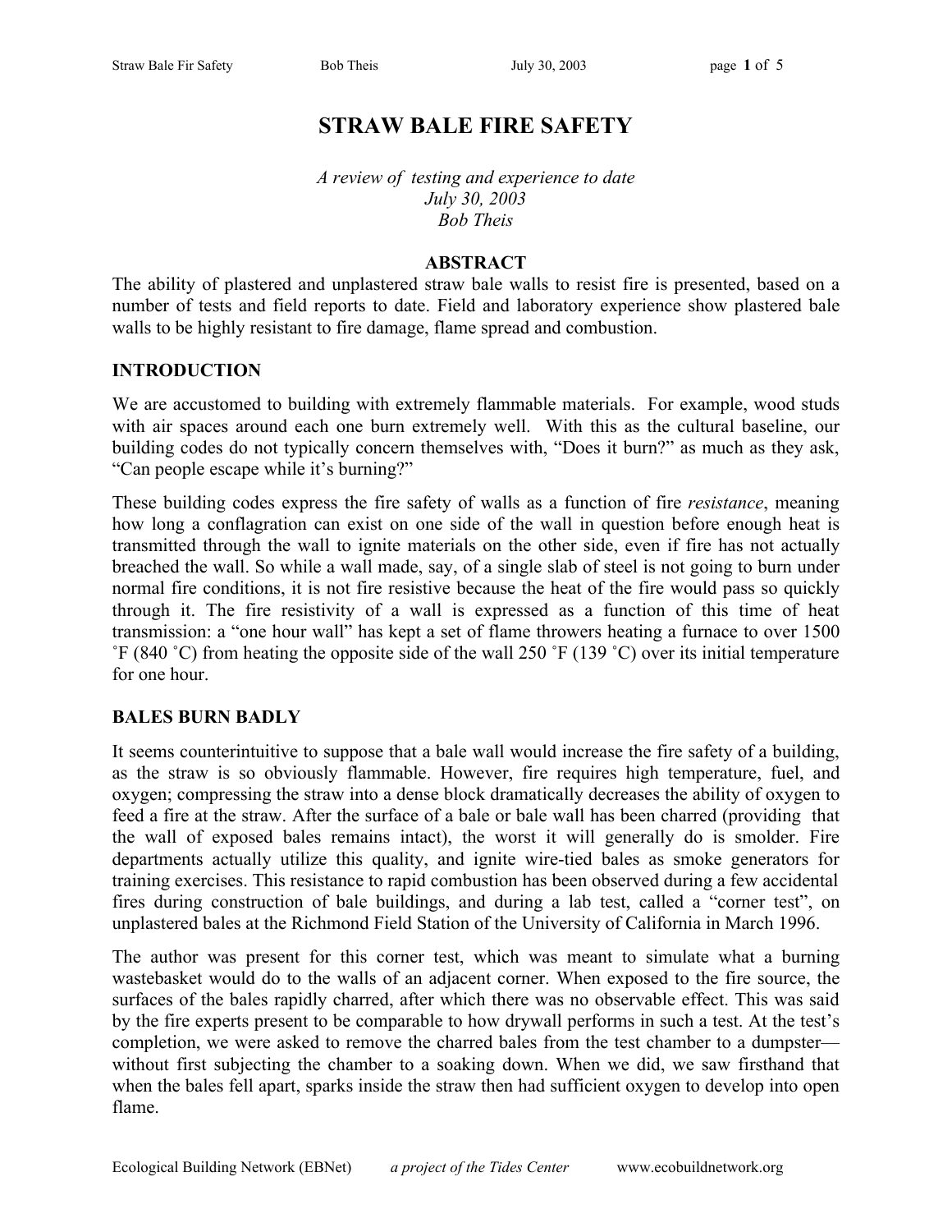# STRAW BALE FIRE SAFETY

*A review of testing and experience to date*
*July 30, 2003*
*Bob Theis*

## ABSTRACT

The ability of plastered and unplastered straw bale walls to resist fire is presented, based on a number of tests and field reports to date. Field and laboratory experience show plastered bale walls to be highly resistant to fire damage, flame spread and combustion.

## INTRODUCTION

We are accustomed to building with extremely flammable materials. For example, wood studs with air spaces around each one burn extremely well. With this as the cultural baseline, our building codes do not typically concern themselves with, "Does it burn?" as much as they ask, "Can people escape while it's burning?"

These building codes express the fire safety of walls as a function of fire *resistance*, meaning how long a conflagration can exist on one side of the wall in question before enough heat is transmitted through the wall to ignite materials on the other side, even if fire has not actually breached the wall. So while a wall made, say, of a single slab of steel is not going to burn under normal fire conditions, it is not fire resistive because the heat of the fire would pass so quickly through it. The fire resistivity of a wall is expressed as a function of this time of heat transmission: a "one hour wall" has kept a set of flame throwers heating a furnace to over 1500 ˚F (840 ˚C) from heating the opposite side of the wall 250 ˚F (139 ˚C) over its initial temperature for one hour.

## BALES BURN BADLY

It seems counterintuitive to suppose that a bale wall would increase the fire safety of a building, as the straw is so obviously flammable. However, fire requires high temperature, fuel, and oxygen; compressing the straw into a dense block dramatically decreases the ability of oxygen to feed a fire at the straw. After the surface of a bale or bale wall has been charred (providing that the wall of exposed bales remains intact), the worst it will generally do is smolder. Fire departments actually utilize this quality, and ignite wire-tied bales as smoke generators for training exercises. This resistance to rapid combustion has been observed during a few accidental fires during construction of bale buildings, and during a lab test, called a "corner test", on unplastered bales at the Richmond Field Station of the University of California in March 1996.

The author was present for this corner test, which was meant to simulate what a burning wastebasket would do to the walls of an adjacent corner. When exposed to the fire source, the surfaces of the bales rapidly charred, after which there was no observable effect. This was said by the fire experts present to be comparable to how drywall performs in such a test. At the test's completion, we were asked to remove the charred bales from the test chamber to a dumpster—without first subjecting the chamber to a soaking down. When we did, we saw firsthand that when the bales fell apart, sparks inside the straw then had sufficient oxygen to develop into open flame.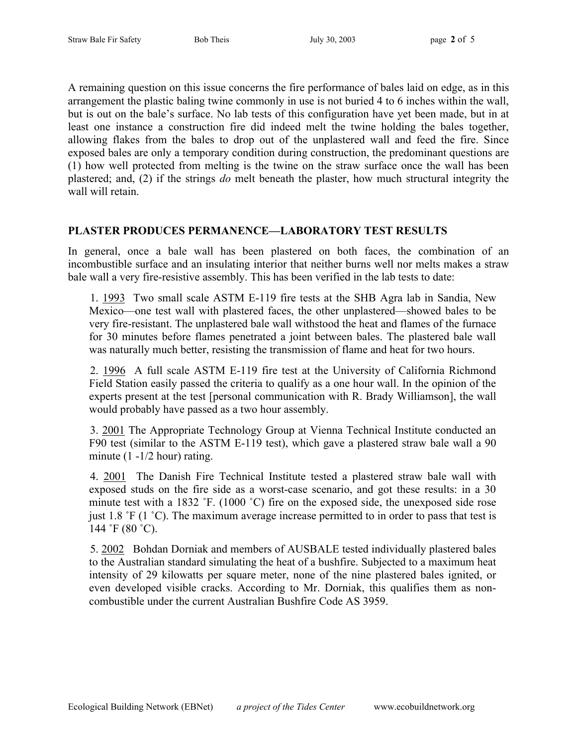A remaining question on this issue concerns the fire performance of bales laid on edge, as in this arrangement the plastic baling twine commonly in use is not buried 4 to 6 inches within the wall, but is out on the bale's surface. No lab tests of this configuration have yet been made, but in at least one instance a construction fire did indeed melt the twine holding the bales together, allowing flakes from the bales to drop out of the unplastered wall and feed the fire. Since exposed bales are only a temporary condition during construction, the predominant questions are (1) how well protected from melting is the twine on the straw surface once the wall has been plastered; and, (2) if the strings *do* melt beneath the plaster, how much structural integrity the wall will retain.

## PLASTER PRODUCES PERMANENCE—LABORATORY TEST RESULTS

In general, once a bale wall has been plastered on both faces, the combination of an incombustible surface and an insulating interior that neither burns well nor melts makes a straw bale wall a very fire-resistive assembly. This has been verified in the lab tests to date:

1. <u>1993</u> Two small scale ASTM E-119 fire tests at the SHB Agra lab in Sandia, New Mexico—one test wall with plastered faces, the other unplastered—showed bales to be very fire-resistant. The unplastered bale wall withstood the heat and flames of the furnace for 30 minutes before flames penetrated a joint between bales. The plastered bale wall was naturally much better, resisting the transmission of flame and heat for two hours.

2. <u>1996</u> A full scale ASTM E-119 fire test at the University of California Richmond Field Station easily passed the criteria to qualify as a one hour wall. In the opinion of the experts present at the test [personal communication with R. Brady Williamson], the wall would probably have passed as a two hour assembly.

3. <u>2001</u> The Appropriate Technology Group at Vienna Technical Institute conducted an F90 test (similar to the ASTM E-119 test), which gave a plastered straw bale wall a 90 minute (1 -1/2 hour) rating.

4. <u>2001</u> The Danish Fire Technical Institute tested a plastered straw bale wall with exposed studs on the fire side as a worst-case scenario, and got these results: in a 30 minute test with a 1832 ˚F. (1000 ˚C) fire on the exposed side, the unexposed side rose just 1.8 ˚F (1 ˚C). The maximum average increase permitted to in order to pass that test is 144 ˚F (80 ˚C).

5. <u>2002</u> Bohdan Dorniak and members of AUSBALE tested individually plastered bales to the Australian standard simulating the heat of a bushfire. Subjected to a maximum heat intensity of 29 kilowatts per square meter, none of the nine plastered bales ignited, or even developed visible cracks. According to Mr. Dorniak, this qualifies them as non-combustible under the current Australian Bushfire Code AS 3959.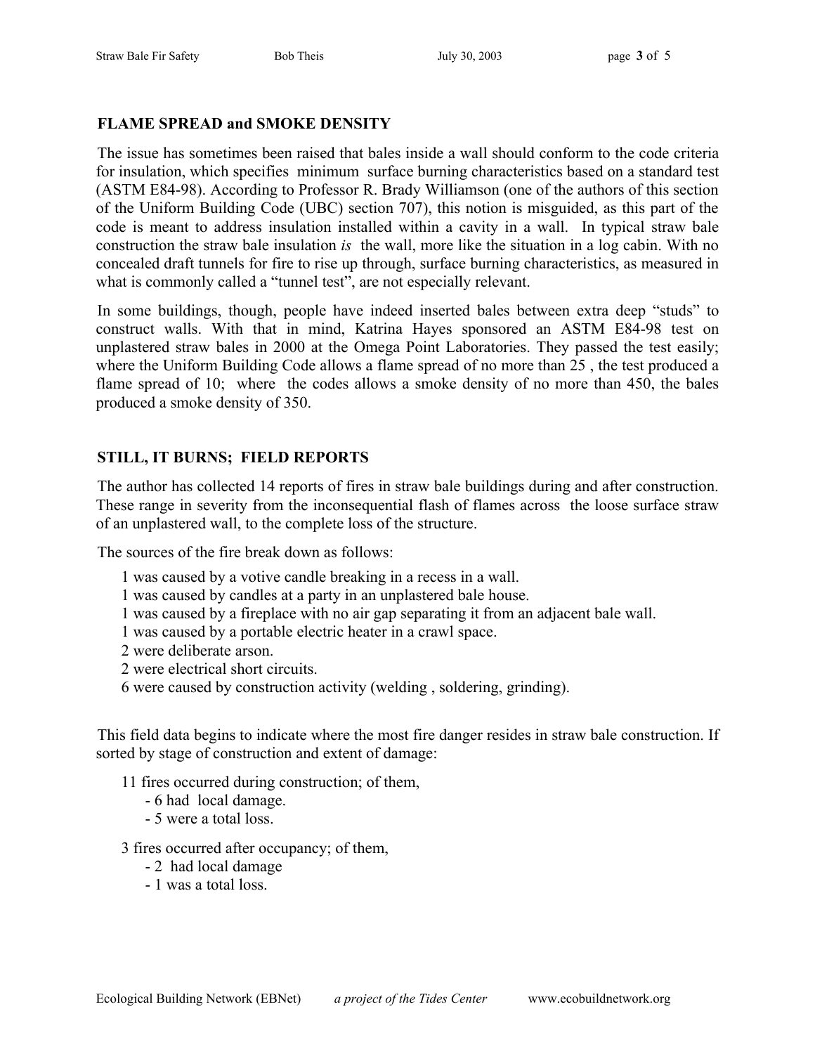## FLAME SPREAD and SMOKE DENSITY

The issue has sometimes been raised that bales inside a wall should conform to the code criteria for insulation, which specifies minimum surface burning characteristics based on a standard test (ASTM E84-98). According to Professor R. Brady Williamson (one of the authors of this section of the Uniform Building Code (UBC) section 707), this notion is misguided, as this part of the code is meant to address insulation installed within a cavity in a wall. In typical straw bale construction the straw bale insulation *is* the wall, more like the situation in a log cabin. With no concealed draft tunnels for fire to rise up through, surface burning characteristics, as measured in what is commonly called a "tunnel test", are not especially relevant.

In some buildings, though, people have indeed inserted bales between extra deep "studs" to construct walls. With that in mind, Katrina Hayes sponsored an ASTM E84-98 test on unplastered straw bales in 2000 at the Omega Point Laboratories. They passed the test easily; where the Uniform Building Code allows a flame spread of no more than 25 , the test produced a flame spread of 10; where the codes allows a smoke density of no more than 450, the bales produced a smoke density of 350.

## STILL, IT BURNS; FIELD REPORTS

The author has collected 14 reports of fires in straw bale buildings during and after construction. These range in severity from the inconsequential flash of flames across the loose surface straw of an unplastered wall, to the complete loss of the structure.

The sources of the fire break down as follows:

- 1 was caused by a votive candle breaking in a recess in a wall.
- 1 was caused by candles at a party in an unplastered bale house.
- 1 was caused by a fireplace with no air gap separating it from an adjacent bale wall.
- 1 was caused by a portable electric heater in a crawl space.
- 2 were deliberate arson.
- 2 were electrical short circuits.
- 6 were caused by construction activity (welding , soldering, grinding).

This field data begins to indicate where the most fire danger resides in straw bale construction. If sorted by stage of construction and extent of damage:

- 11 fires occurred during construction; of them,
  - 6 had local damage.
  - 5 were a total loss.
- 3 fires occurred after occupancy; of them,
  - 2 had local damage
  - 1 was a total loss.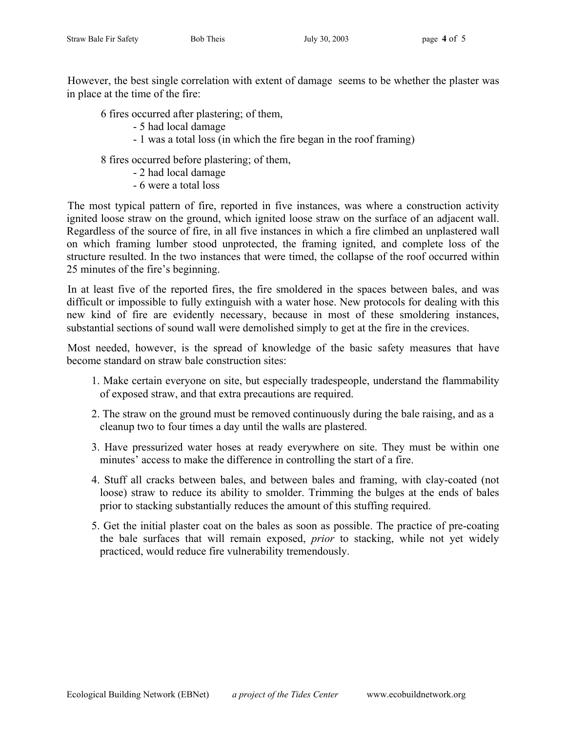However, the best single correlation with extent of damage seems to be whether the plaster was in place at the time of the fire:

6 fires occurred after plastering; of them,
- 5 had local damage
- 1 was a total loss (in which the fire began in the roof framing)

8 fires occurred before plastering; of them,
- 2 had local damage
- 6 were a total loss

The most typical pattern of fire, reported in five instances, was where a construction activity ignited loose straw on the ground, which ignited loose straw on the surface of an adjacent wall. Regardless of the source of fire, in all five instances in which a fire climbed an unplastered wall on which framing lumber stood unprotected, the framing ignited, and complete loss of the structure resulted. In the two instances that were timed, the collapse of the roof occurred within 25 minutes of the fire's beginning.

In at least five of the reported fires, the fire smoldered in the spaces between bales, and was difficult or impossible to fully extinguish with a water hose. New protocols for dealing with this new kind of fire are evidently necessary, because in most of these smoldering instances, substantial sections of sound wall were demolished simply to get at the fire in the crevices.

Most needed, however, is the spread of knowledge of the basic safety measures that have become standard on straw bale construction sites:

1. Make certain everyone on site, but especially tradespeople, understand the flammability of exposed straw, and that extra precautions are required.
2. The straw on the ground must be removed continuously during the bale raising, and as a cleanup two to four times a day until the walls are plastered.
3. Have pressurized water hoses at ready everywhere on site. They must be within one minutes' access to make the difference in controlling the start of a fire.
4. Stuff all cracks between bales, and between bales and framing, with clay-coated (not loose) straw to reduce its ability to smolder. Trimming the bulges at the ends of bales prior to stacking substantially reduces the amount of this stuffing required.
5. Get the initial plaster coat on the bales as soon as possible. The practice of pre-coating the bale surfaces that will remain exposed, *prior* to stacking, while not yet widely practiced, would reduce fire vulnerability tremendously.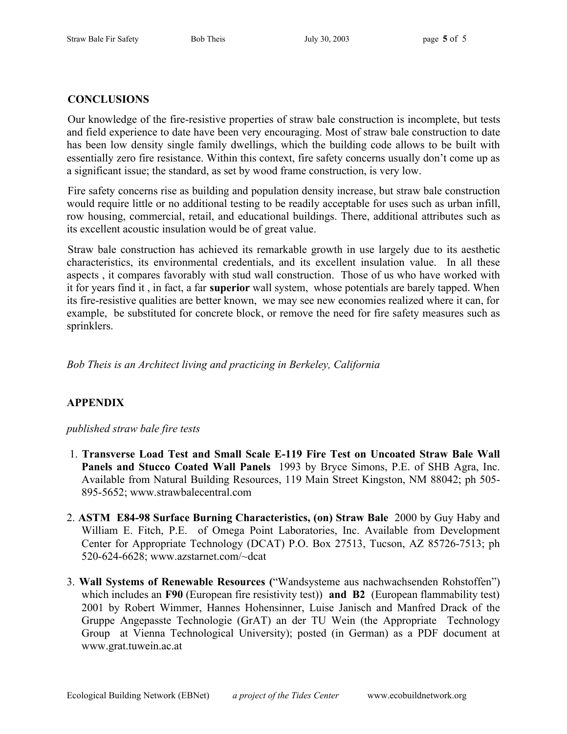## CONCLUSIONS

Our knowledge of the fire-resistive properties of straw bale construction is incomplete, but tests and field experience to date have been very encouraging. Most of straw bale construction to date has been low density single family dwellings, which the building code allows to be built with essentially zero fire resistance. Within this context, fire safety concerns usually don't come up as a significant issue; the standard, as set by wood frame construction, is very low.

Fire safety concerns rise as building and population density increase, but straw bale construction would require little or no additional testing to be readily acceptable for uses such as urban infill, row housing, commercial, retail, and educational buildings. There, additional attributes such as its excellent acoustic insulation would be of great value.

Straw bale construction has achieved its remarkable growth in use largely due to its aesthetic characteristics, its environmental credentials, and its excellent insulation value. In all these aspects , it compares favorably with stud wall construction. Those of us who have worked with it for years find it , in fact, a far **superior** wall system, whose potentials are barely tapped. When its fire-resistive qualities are better known, we may see new economies realized where it can, for example, be substituted for concrete block, or remove the need for fire safety measures such as sprinklers.

*Bob Theis is an Architect living and practicing in Berkeley, California*

## APPENDIX

*published straw bale fire tests*

1. **Transverse Load Test and Small Scale E-119 Fire Test on Uncoated Straw Bale Wall Panels and Stucco Coated Wall Panels** 1993 by Bryce Simons, P.E. of SHB Agra, Inc. Available from Natural Building Resources, 119 Main Street Kingston, NM 88042; ph 505-895-5652; www.strawbalecentral.com

2. **ASTM E84-98 Surface Burning Characteristics, (on) Straw Bale** 2000 by Guy Haby and William E. Fitch, P.E. of Omega Point Laboratories, Inc. Available from Development Center for Appropriate Technology (DCAT) P.O. Box 27513, Tucson, AZ 85726-7513; ph 520-624-6628; www.azstarnet.com/~dcat

3. **Wall Systems of Renewable Resources (**"Wandsysteme aus nachwachsenden Rohstoffen") which includes an **F90** (European fire resistivity test)) **and B2** (European flammability test) 2001 by Robert Wimmer, Hannes Hohensinner, Luise Janisch and Manfred Drack of the Gruppe Angepasste Technologie (GrAT) an der TU Wein (the Appropriate Technology Group at Vienna Technological University); posted (in German) as a PDF document at www.grat.tuwein.ac.at